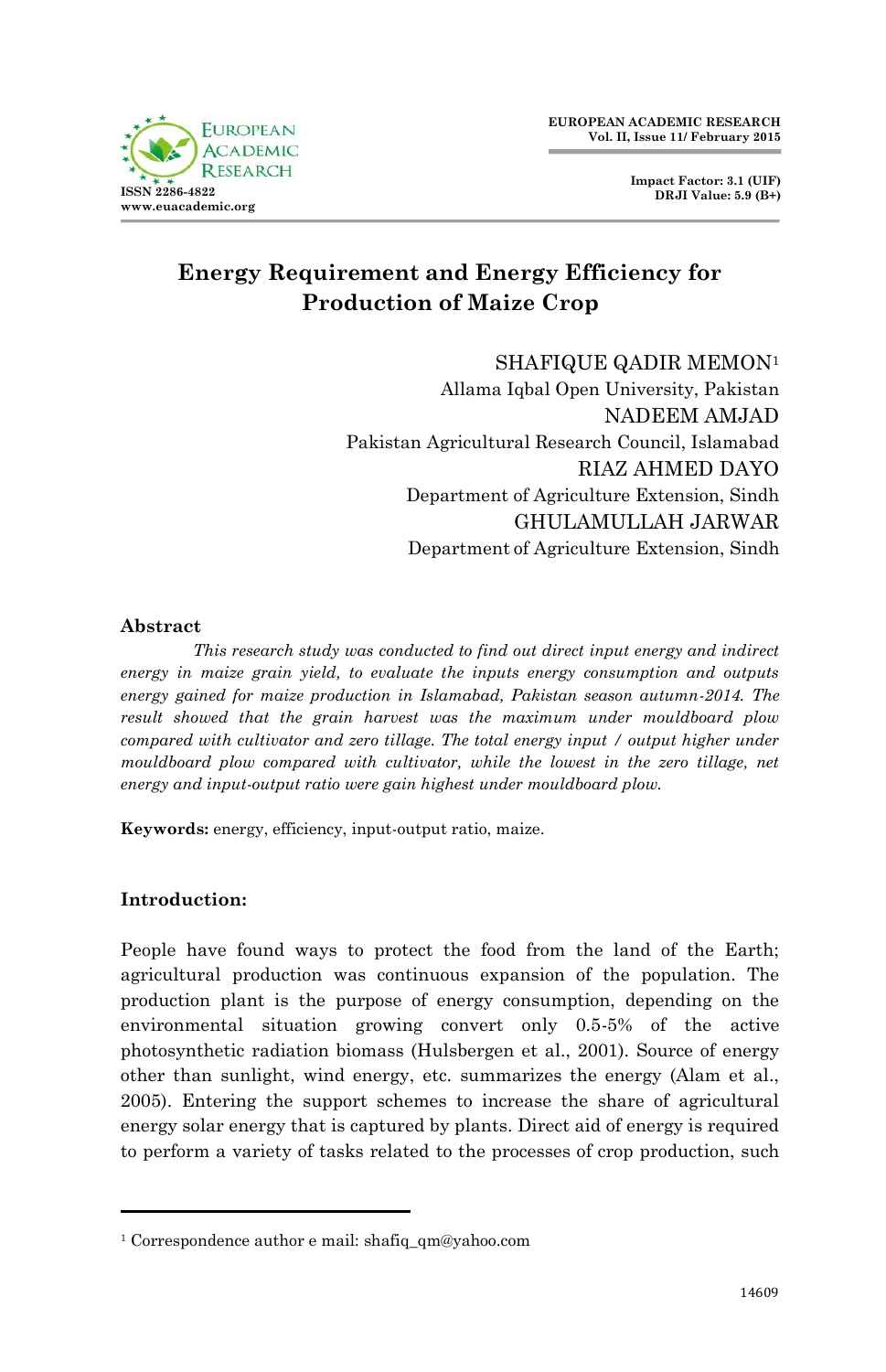# Energy Requirement and Energy Efficiency for Production of Maize Crop

SHAFIQUE QADIR MEMON[1]
Allama Iqbal Open University, Pakistan
NADEEM AMJAD
Pakistan Agricultural Research Council, Islamabad
RIAZ AHMED DAYO
Department of Agriculture Extension, Sindh
GHULAMULLAH JARWAR
Department of Agriculture Extension, Sindh

## Abstract

*This research study was conducted to find out direct input energy and indirect energy in maize grain yield, to evaluate the inputs energy consumption and outputs energy gained for maize production in Islamabad, Pakistan season autumn-2014. The result showed that the grain harvest was the maximum under mouldboard plow compared with cultivator and zero tillage. The total energy input / output higher under mouldboard plow compared with cultivator, while the lowest in the zero tillage, net energy and input-output ratio were gain highest under mouldboard plow.*

**Keywords:** energy, efficiency, input-output ratio, maize.

## Introduction:

People have found ways to protect the food from the land of the Earth; agricultural production was continuous expansion of the population. The production plant is the purpose of energy consumption, depending on the environmental situation growing convert only 0.5-5% of the active photosynthetic radiation biomass (Hulsbergen et al., 2001). Source of energy other than sunlight, wind energy, etc. summarizes the energy (Alam et al., 2005). Entering the support schemes to increase the share of agricultural energy solar energy that is captured by plants. Direct aid of energy is required to perform a variety of tasks related to the processes of crop production, such

[1] Correspondence author e mail: shafiq_qm@yahoo.com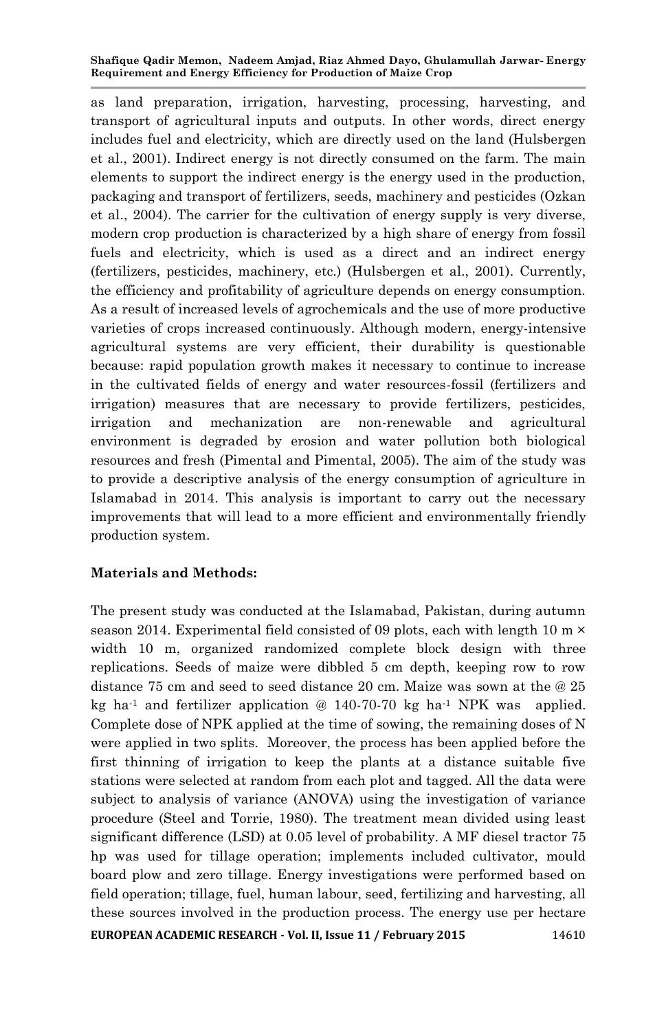as land preparation, irrigation, harvesting, processing, harvesting, and transport of agricultural inputs and outputs. In other words, direct energy includes fuel and electricity, which are directly used on the land (Hulsbergen et al., 2001). Indirect energy is not directly consumed on the farm. The main elements to support the indirect energy is the energy used in the production, packaging and transport of fertilizers, seeds, machinery and pesticides (Ozkan et al., 2004). The carrier for the cultivation of energy supply is very diverse, modern crop production is characterized by a high share of energy from fossil fuels and electricity, which is used as a direct and an indirect energy (fertilizers, pesticides, machinery, etc.) (Hulsbergen et al., 2001). Currently, the efficiency and profitability of agriculture depends on energy consumption. As a result of increased levels of agrochemicals and the use of more productive varieties of crops increased continuously. Although modern, energy-intensive agricultural systems are very efficient, their durability is questionable because: rapid population growth makes it necessary to continue to increase in the cultivated fields of energy and water resources-fossil (fertilizers and irrigation) measures that are necessary to provide fertilizers, pesticides, irrigation and mechanization are non-renewable and agricultural environment is degraded by erosion and water pollution both biological resources and fresh (Pimental and Pimental, 2005). The aim of the study was to provide a descriptive analysis of the energy consumption of agriculture in Islamabad in 2014. This analysis is important to carry out the necessary improvements that will lead to a more efficient and environmentally friendly production system.

## Materials and Methods:

The present study was conducted at the Islamabad, Pakistan, during autumn season 2014. Experimental field consisted of 09 plots, each with length 10 m × width 10 m, organized randomized complete block design with three replications. Seeds of maize were dibbled 5 cm depth, keeping row to row distance 75 cm and seed to seed distance 20 cm. Maize was sown at the @ 25 kg ha$^{-1}$ and fertilizer application @ 140-70-70 kg ha$^{-1}$ NPK was applied. Complete dose of NPK applied at the time of sowing, the remaining doses of N were applied in two splits. Moreover, the process has been applied before the first thinning of irrigation to keep the plants at a distance suitable five stations were selected at random from each plot and tagged. All the data were subject to analysis of variance (ANOVA) using the investigation of variance procedure (Steel and Torrie, 1980). The treatment mean divided using least significant difference (LSD) at 0.05 level of probability. A MF diesel tractor 75 hp was used for tillage operation; implements included cultivator, mould board plow and zero tillage. Energy investigations were performed based on field operation; tillage, fuel, human labour, seed, fertilizing and harvesting, all these sources involved in the production process. The energy use per hectare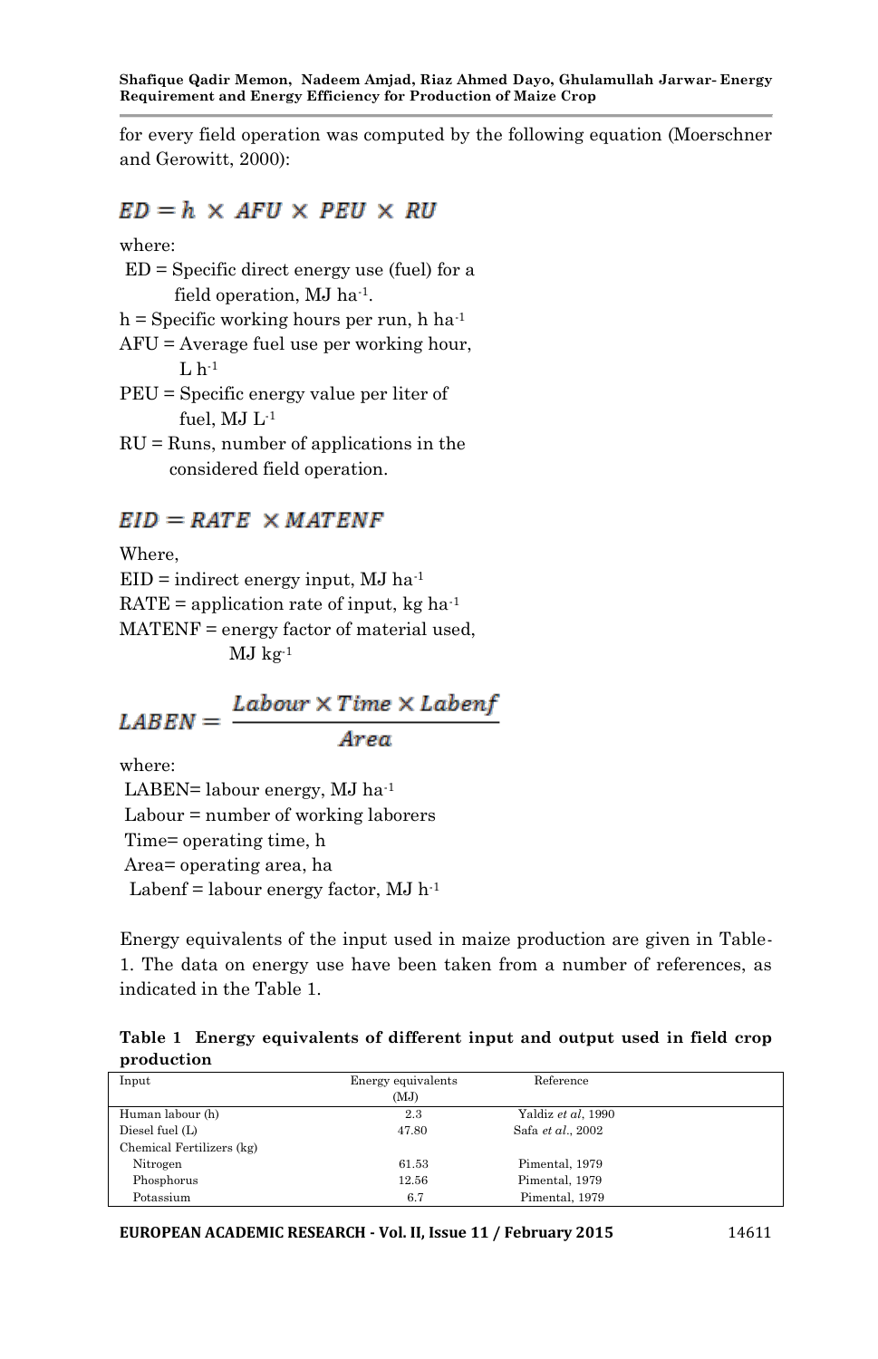for every field operation was computed by the following equation (Moerschner and Gerowitt, 2000):

$$ED = h \times AFU \times PEU \times RU$$

where:

ED = Specific direct energy use (fuel) for a field operation, MJ $ha^{-1}$.

h = Specific working hours per run, h $ha^{-1}$

AFU = Average fuel use per working hour, L $h^{-1}$

PEU = Specific energy value per liter of fuel, MJ $L^{-1}$

RU = Runs, number of applications in the considered field operation.

$$EID = RATE \times MATENF$$

Where,

EID = indirect energy input, MJ $ha^{-1}$

RATE = application rate of input, kg $ha^{-1}$

MATENF = energy factor of material used, MJ $kg^{-1}$

$$LABEN = \frac{Labour \times Time \times Labenf}{Area}$$

where:

LABEN= labour energy, MJ $ha^{-1}$

Labour = number of working laborers

Time= operating time, h

Area= operating area, ha

Labenf = labour energy factor, MJ $h^{-1}$

Energy equivalents of the input used in maize production are given in Table-1. The data on energy use have been taken from a number of references, as indicated in the Table 1.

**Table 1 Energy equivalents of different input and output used in field crop production**

| Input | Energy equivalents (MJ) | Reference |
|---|---|---|
| Human labour (h) | 2.3 | Yaldiz *et al*, 1990 |
| Diesel fuel (L) | 47.80 | Safa *et al*., 2002 |
| Chemical Fertilizers (kg) | | |
| Nitrogen | 61.53 | Pimental, 1979 |
| Phosphorus | 12.56 | Pimental, 1979 |
| Potassium | 6.7 | Pimental, 1979 |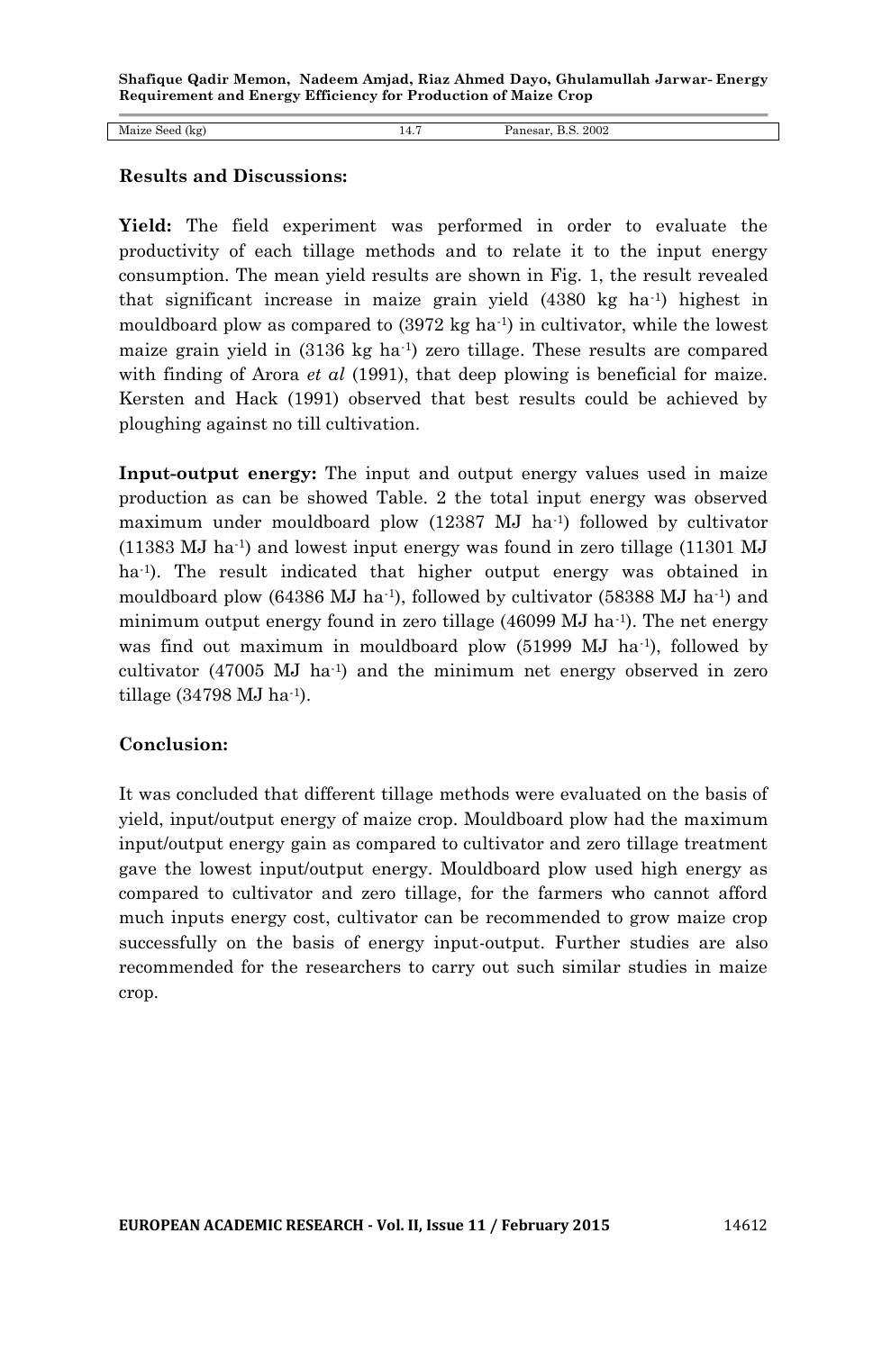| Maize Seed (kg) | 14.7 | Panesar, B.S. 2002 |
|---|---|---|

**Results and Discussions:**

**Yield:** The field experiment was performed in order to evaluate the productivity of each tillage methods and to relate it to the input energy consumption. The mean yield results are shown in Fig. 1, the result revealed that significant increase in maize grain yield (4380 kg $ha^{-1}$) highest in mouldboard plow as compared to (3972 kg $ha^{-1}$) in cultivator, while the lowest maize grain yield in (3136 kg $ha^{-1}$) zero tillage. These results are compared with finding of Arora *et al* (1991), that deep plowing is beneficial for maize. Kersten and Hack (1991) observed that best results could be achieved by ploughing against no till cultivation.

**Input-output energy:** The input and output energy values used in maize production as can be showed Table. 2 the total input energy was observed maximum under mouldboard plow (12387 MJ $ha^{-1}$) followed by cultivator (11383 MJ $ha^{-1}$) and lowest input energy was found in zero tillage (11301 MJ $ha^{-1}$). The result indicated that higher output energy was obtained in mouldboard plow (64386 MJ $ha^{-1}$), followed by cultivator (58388 MJ $ha^{-1}$) and minimum output energy found in zero tillage (46099 MJ $ha^{-1}$). The net energy was find out maximum in mouldboard plow (51999 MJ $ha^{-1}$), followed by cultivator (47005 MJ $ha^{-1}$) and the minimum net energy observed in zero tillage (34798 MJ $ha^{-1}$).

**Conclusion:**

It was concluded that different tillage methods were evaluated on the basis of yield, input/output energy of maize crop. Mouldboard plow had the maximum input/output energy gain as compared to cultivator and zero tillage treatment gave the lowest input/output energy. Mouldboard plow used high energy as compared to cultivator and zero tillage, for the farmers who cannot afford much inputs energy cost, cultivator can be recommended to grow maize crop successfully on the basis of energy input-output. Further studies are also recommended for the researchers to carry out such similar studies in maize crop.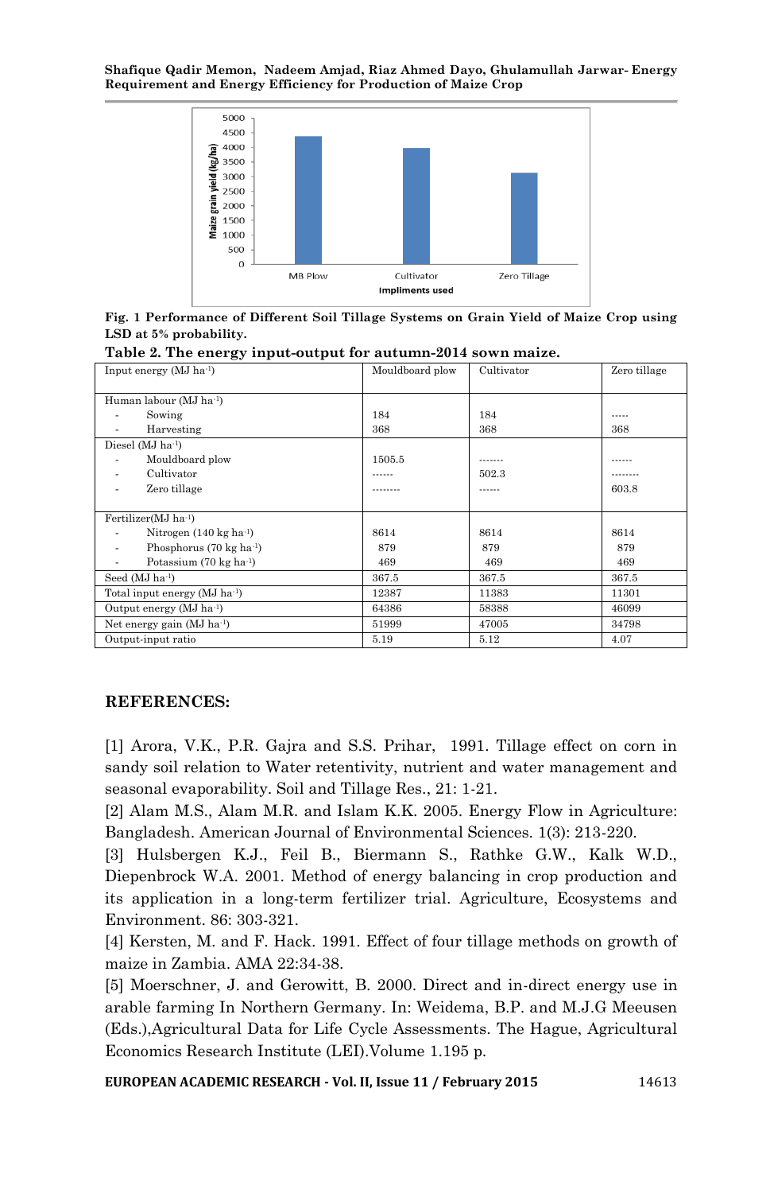Fig. 1 Performance of Different Soil Tillage Systems on Grain Yield of Maize Crop using LSD at 5% probability.

**Table 2. The energy input-output for autumn-2014 sown maize.**

| Input energy (MJ ha$^{-1}$) | Mouldboard plow | Cultivator | Zero tillage |
|---|---|---|---|
| Human labour (MJ ha$^{-1}$) | | | |
| - Sowing | 184 | 184 | ----- |
| - Harvesting | 368 | 368 | 368 |
| Diesel (MJ ha$^{-1}$) | | | |
| - Mouldboard plow | 1505.5 | ------- | ------ |
| - Cultivator | ------ | 502.3 | -------- |
| - Zero tillage | -------- | ------ | 603.8 |
| Fertilizer(MJ ha$^{-1}$) | | | |
| - Nitrogen (140 kg ha$^{-1}$) | 8614 | 8614 | 8614 |
| - Phosphorus (70 kg ha$^{-1}$) | 879 | 879 | 879 |
| - Potassium (70 kg ha$^{-1}$) | 469 | 469 | 469 |
| Seed (MJ ha$^{-1}$) | 367.5 | 367.5 | 367.5 |
| Total input energy (MJ ha$^{-1}$) | 12387 | 11383 | 11301 |
| Output energy (MJ ha$^{-1}$) | 64386 | 58388 | 46099 |
| Net energy gain (MJ ha$^{-1}$) | 51999 | 47005 | 34798 |
| Output-input ratio | 5.19 | 5.12 | 4.07 |

## REFERENCES:

[1] Arora, V.K., P.R. Gajra and S.S. Prihar, 1991. Tillage effect on corn in sandy soil relation to Water retentivity, nutrient and water management and seasonal evaporability. Soil and Tillage Res., 21: 1-21.

[2] Alam M.S., Alam M.R. and Islam K.K. 2005. Energy Flow in Agriculture: Bangladesh. American Journal of Environmental Sciences. 1(3): 213-220.

[3] Hulsbergen K.J., Feil B., Biermann S., Rathke G.W., Kalk W.D., Diepenbrock W.A. 2001. Method of energy balancing in crop production and its application in a long-term fertilizer trial. Agriculture, Ecosystems and Environment. 86: 303-321.

[4] Kersten, M. and F. Hack. 1991. Effect of four tillage methods on growth of maize in Zambia. AMA 22:34-38.

[5] Moerschner, J. and Gerowitt, B. 2000. Direct and in-direct energy use in arable farming In Northern Germany. In: Weidema, B.P. and M.J.G Meeusen (Eds.),Agricultural Data for Life Cycle Assessments. The Hague, Agricultural Economics Research Institute (LEI).Volume 1.195 p.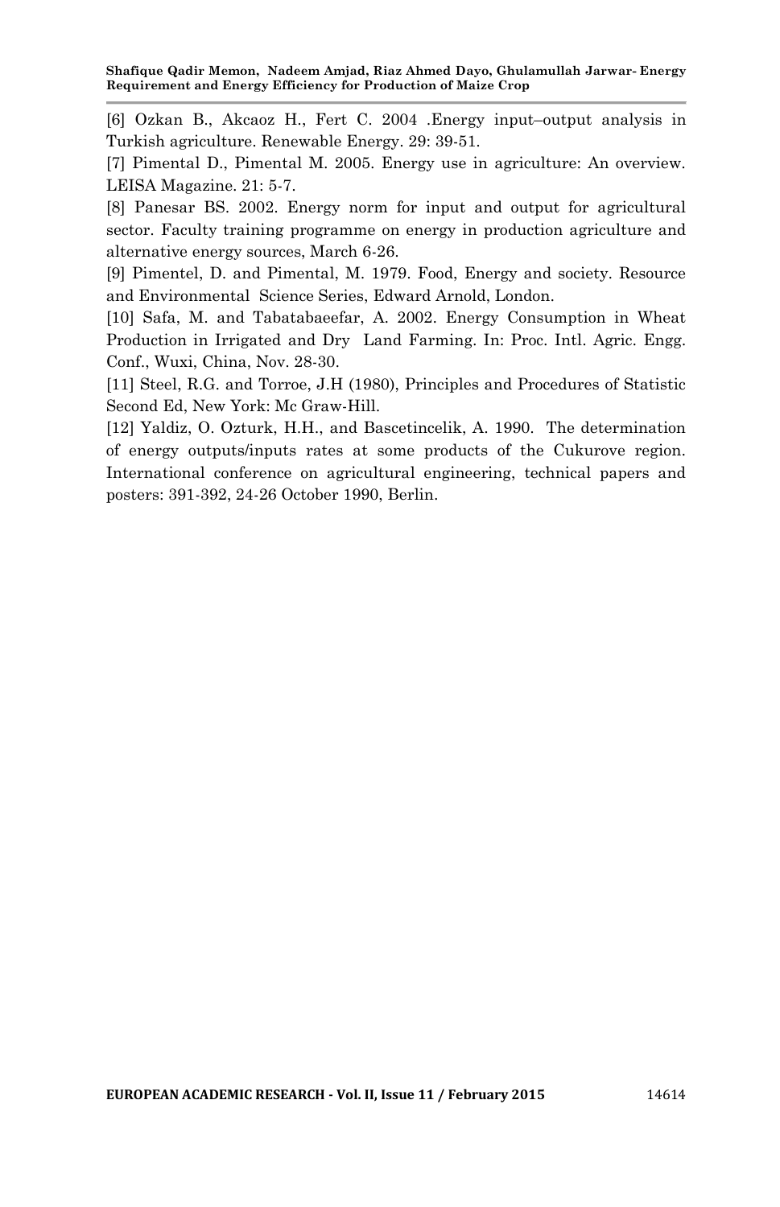[6] Ozkan B., Akcaoz H., Fert C. 2004 .Energy input–output analysis in Turkish agriculture. Renewable Energy. 29: 39-51.

[7] Pimental D., Pimental M. 2005. Energy use in agriculture: An overview. LEISA Magazine. 21: 5-7.

[8] Panesar BS. 2002. Energy norm for input and output for agricultural sector. Faculty training programme on energy in production agriculture and alternative energy sources, March 6-26.

[9] Pimentel, D. and Pimental, M. 1979. Food, Energy and society. Resource and Environmental Science Series, Edward Arnold, London.

[10] Safa, M. and Tabatabaeefar, A. 2002. Energy Consumption in Wheat Production in Irrigated and Dry Land Farming. In: Proc. Intl. Agric. Engg. Conf., Wuxi, China, Nov. 28-30.

[11] Steel, R.G. and Torroe, J.H (1980), Principles and Procedures of Statistic Second Ed, New York: Mc Graw-Hill.

[12] Yaldiz, O. Ozturk, H.H., and Bascetincelik, A. 1990. The determination of energy outputs/inputs rates at some products of the Cukurove region. International conference on agricultural engineering, technical papers and posters: 391-392, 24-26 October 1990, Berlin.